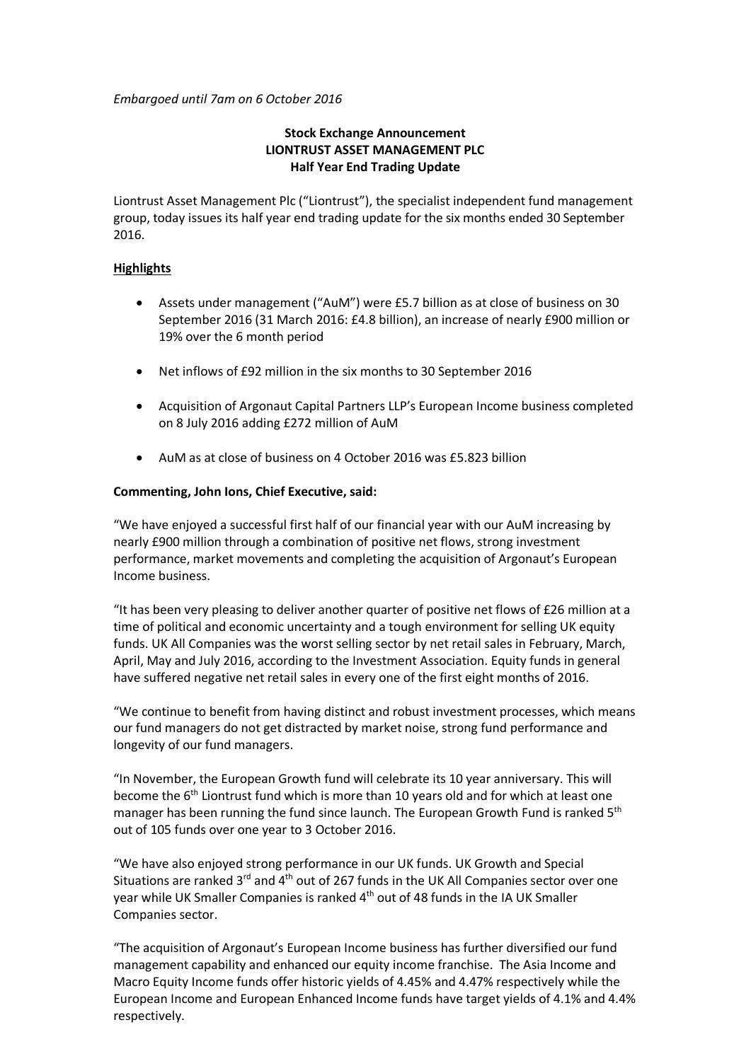*Embargoed until 7am on 6 October 2016*

**Stock Exchange Announcement**
**LIONTRUST ASSET MANAGEMENT PLC**
**Half Year End Trading Update**

Liontrust Asset Management Plc ("Liontrust"), the specialist independent fund management group, today issues its half year end trading update for the six months ended 30 September 2016.

**Highlights**

- Assets under management ("AuM") were £5.7 billion as at close of business on 30 September 2016 (31 March 2016: £4.8 billion), an increase of nearly £900 million or 19% over the 6 month period
- Net inflows of £92 million in the six months to 30 September 2016
- Acquisition of Argonaut Capital Partners LLP's European Income business completed on 8 July 2016 adding £272 million of AuM
- AuM as at close of business on 4 October 2016 was £5.823 billion

**Commenting, John Ions, Chief Executive, said:**

"We have enjoyed a successful first half of our financial year with our AuM increasing by nearly £900 million through a combination of positive net flows, strong investment performance, market movements and completing the acquisition of Argonaut's European Income business.

"It has been very pleasing to deliver another quarter of positive net flows of £26 million at a time of political and economic uncertainty and a tough environment for selling UK equity funds. UK All Companies was the worst selling sector by net retail sales in February, March, April, May and July 2016, according to the Investment Association. Equity funds in general have suffered negative net retail sales in every one of the first eight months of 2016.

"We continue to benefit from having distinct and robust investment processes, which means our fund managers do not get distracted by market noise, strong fund performance and longevity of our fund managers.

"In November, the European Growth fund will celebrate its 10 year anniversary. This will become the 6th Liontrust fund which is more than 10 years old and for which at least one manager has been running the fund since launch. The European Growth Fund is ranked 5th out of 105 funds over one year to 3 October 2016.

"We have also enjoyed strong performance in our UK funds. UK Growth and Special Situations are ranked 3rd and 4th out of 267 funds in the UK All Companies sector over one year while UK Smaller Companies is ranked 4th out of 48 funds in the IA UK Smaller Companies sector.

"The acquisition of Argonaut's European Income business has further diversified our fund management capability and enhanced our equity income franchise. The Asia Income and Macro Equity Income funds offer historic yields of 4.45% and 4.47% respectively while the European Income and European Enhanced Income funds have target yields of 4.1% and 4.4% respectively.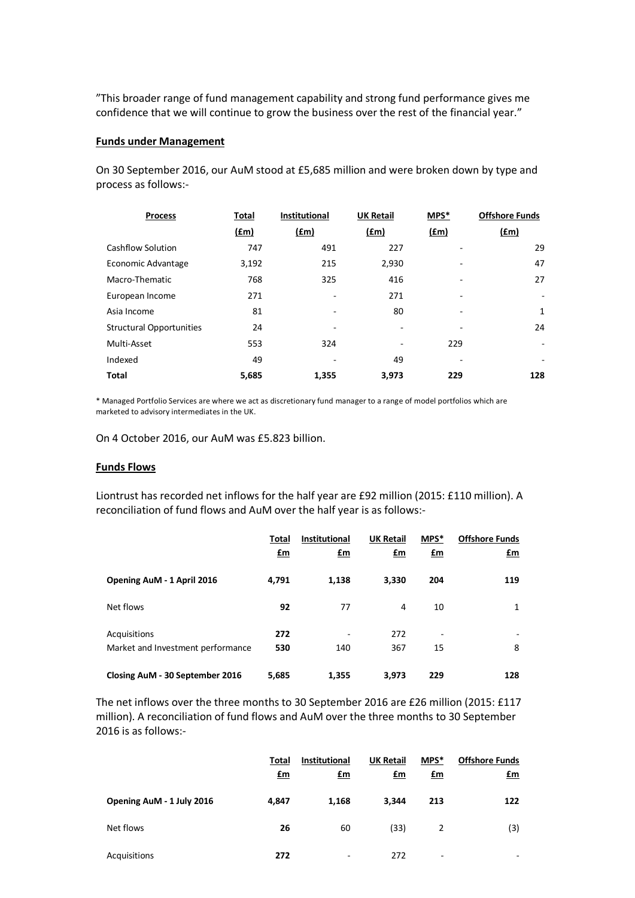"This broader range of fund management capability and strong fund performance gives me confidence that we will continue to grow the business over the rest of the financial year."

## Funds under Management

On 30 September 2016, our AuM stood at £5,685 million and were broken down by type and process as follows:-

| Process | Total (£m) | Institutional (£m) | UK Retail (£m) | MPS* (£m) | Offshore Funds (£m) |
|---|---|---|---|---|---|
| Cashflow Solution | 747 | 491 | 227 | - | 29 |
| Economic Advantage | 3,192 | 215 | 2,930 | - | 47 |
| Macro-Thematic | 768 | 325 | 416 | - | 27 |
| European Income | 271 | - | 271 | - | - |
| Asia Income | 81 | - | 80 | - | 1 |
| Structural Opportunities | 24 | - | - | - | 24 |
| Multi-Asset | 553 | 324 | - | 229 | - |
| Indexed | 49 | - | 49 | - | - |
| **Total** | **5,685** | **1,355** | **3,973** | **229** | **128** |

* Managed Portfolio Services are where we act as discretionary fund manager to a range of model portfolios which are marketed to advisory intermediates in the UK.

On 4 October 2016, our AuM was £5.823 billion.

## Funds Flows

Liontrust has recorded net inflows for the half year are £92 million (2015: £110 million). A reconciliation of fund flows and AuM over the half year is as follows:-

| | Total £m | Institutional £m | UK Retail £m | MPS* £m | Offshore Funds £m |
|---|---|---|---|---|---|
| **Opening AuM - 1 April 2016** | **4,791** | **1,138** | **3,330** | **204** | **119** |
| Net flows | **92** | 77 | 4 | 10 | 1 |
| Acquisitions | **272** | - | 272 | - | - |
| Market and Investment performance | **530** | 140 | 367 | 15 | 8 |
| **Closing AuM - 30 September 2016** | **5,685** | **1,355** | **3,973** | **229** | **128** |

The net inflows over the three months to 30 September 2016 are £26 million (2015: £117 million). A reconciliation of fund flows and AuM over the three months to 30 September 2016 is as follows:-

| | Total £m | Institutional £m | UK Retail £m | MPS* £m | Offshore Funds £m |
|---|---|---|---|---|---|
| **Opening AuM - 1 July 2016** | **4,847** | **1,168** | **3,344** | **213** | **122** |
| Net flows | **26** | 60 | (33) | 2 | (3) |
| Acquisitions | **272** | - | 272 | - | - |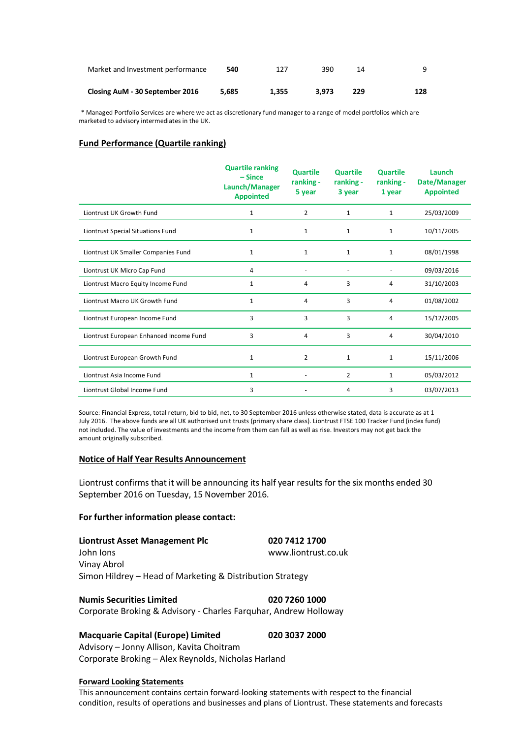| | | | | | |
|---|---|---|---|---|---|
| Market and Investment performance | **540** | 127 | 390 | 14 | 9 |
| **Closing AuM - 30 September 2016** | **5,685** | **1,355** | **3,973** | **229** | **128** |

\* Managed Portfolio Services are where we act as discretionary fund manager to a range of model portfolios which are marketed to advisory intermediates in the UK.

## Fund Performance (Quartile ranking)

| | Quartile ranking – Since Launch/Manager Appointed | Quartile ranking - 5 year | Quartile ranking - 3 year | Quartile ranking - 1 year | Launch Date/Manager Appointed |
|---|---|---|---|---|---|
| Liontrust UK Growth Fund | 1 | 2 | 1 | 1 | 25/03/2009 |
| Liontrust Special Situations Fund | 1 | 1 | 1 | 1 | 10/11/2005 |
| Liontrust UK Smaller Companies Fund | 1 | 1 | 1 | 1 | 08/01/1998 |
| Liontrust UK Micro Cap Fund | 4 | - | - | - | 09/03/2016 |
| Liontrust Macro Equity Income Fund | 1 | 4 | 3 | 4 | 31/10/2003 |
| Liontrust Macro UK Growth Fund | 1 | 4 | 3 | 4 | 01/08/2002 |
| Liontrust European Income Fund | 3 | 3 | 3 | 4 | 15/12/2005 |
| Liontrust European Enhanced Income Fund | 3 | 4 | 3 | 4 | 30/04/2010 |
| Liontrust European Growth Fund | 1 | 2 | 1 | 1 | 15/11/2006 |
| Liontrust Asia Income Fund | 1 | - | 2 | 1 | 05/03/2012 |
| Liontrust Global Income Fund | 3 | - | 4 | 3 | 03/07/2013 |

Source: Financial Express, total return, bid to bid, net, to 30 September 2016 unless otherwise stated, data is accurate as at 1 July 2016. The above funds are all UK authorised unit trusts (primary share class). Liontrust FTSE 100 Tracker Fund (index fund) not included. The value of investments and the income from them can fall as well as rise. Investors may not get back the amount originally subscribed.

## Notice of Half Year Results Announcement

Liontrust confirms that it will be announcing its half year results for the six months ended 30 September 2016 on Tuesday, 15 November 2016.

**For further information please contact:**

**Liontrust Asset Management Plc** **020 7412 1700**
John Ions www.liontrust.co.uk
Vinay Abrol
Simon Hildrey – Head of Marketing & Distribution Strategy

**Numis Securities Limited** **020 7260 1000**
Corporate Broking & Advisory - Charles Farquhar, Andrew Holloway

**Macquarie Capital (Europe) Limited** **020 3037 2000**
Advisory – Jonny Allison, Kavita Choitram
Corporate Broking – Alex Reynolds, Nicholas Harland

## Forward Looking Statements

This announcement contains certain forward-looking statements with respect to the financial condition, results of operations and businesses and plans of Liontrust. These statements and forecasts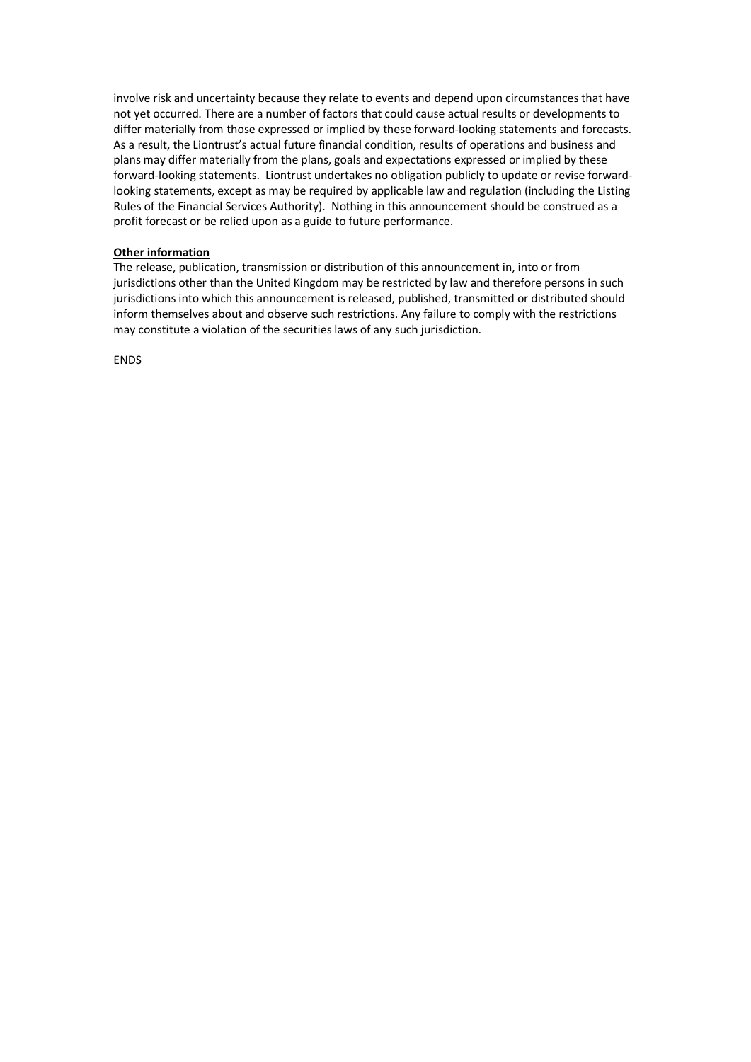involve risk and uncertainty because they relate to events and depend upon circumstances that have not yet occurred. There are a number of factors that could cause actual results or developments to differ materially from those expressed or implied by these forward-looking statements and forecasts. As a result, the Liontrust's actual future financial condition, results of operations and business and plans may differ materially from the plans, goals and expectations expressed or implied by these forward-looking statements. Liontrust undertakes no obligation publicly to update or revise forward-looking statements, except as may be required by applicable law and regulation (including the Listing Rules of the Financial Services Authority). Nothing in this announcement should be construed as a profit forecast or be relied upon as a guide to future performance.

**Other information**

The release, publication, transmission or distribution of this announcement in, into or from jurisdictions other than the United Kingdom may be restricted by law and therefore persons in such jurisdictions into which this announcement is released, published, transmitted or distributed should inform themselves about and observe such restrictions. Any failure to comply with the restrictions may constitute a violation of the securities laws of any such jurisdiction.

ENDS